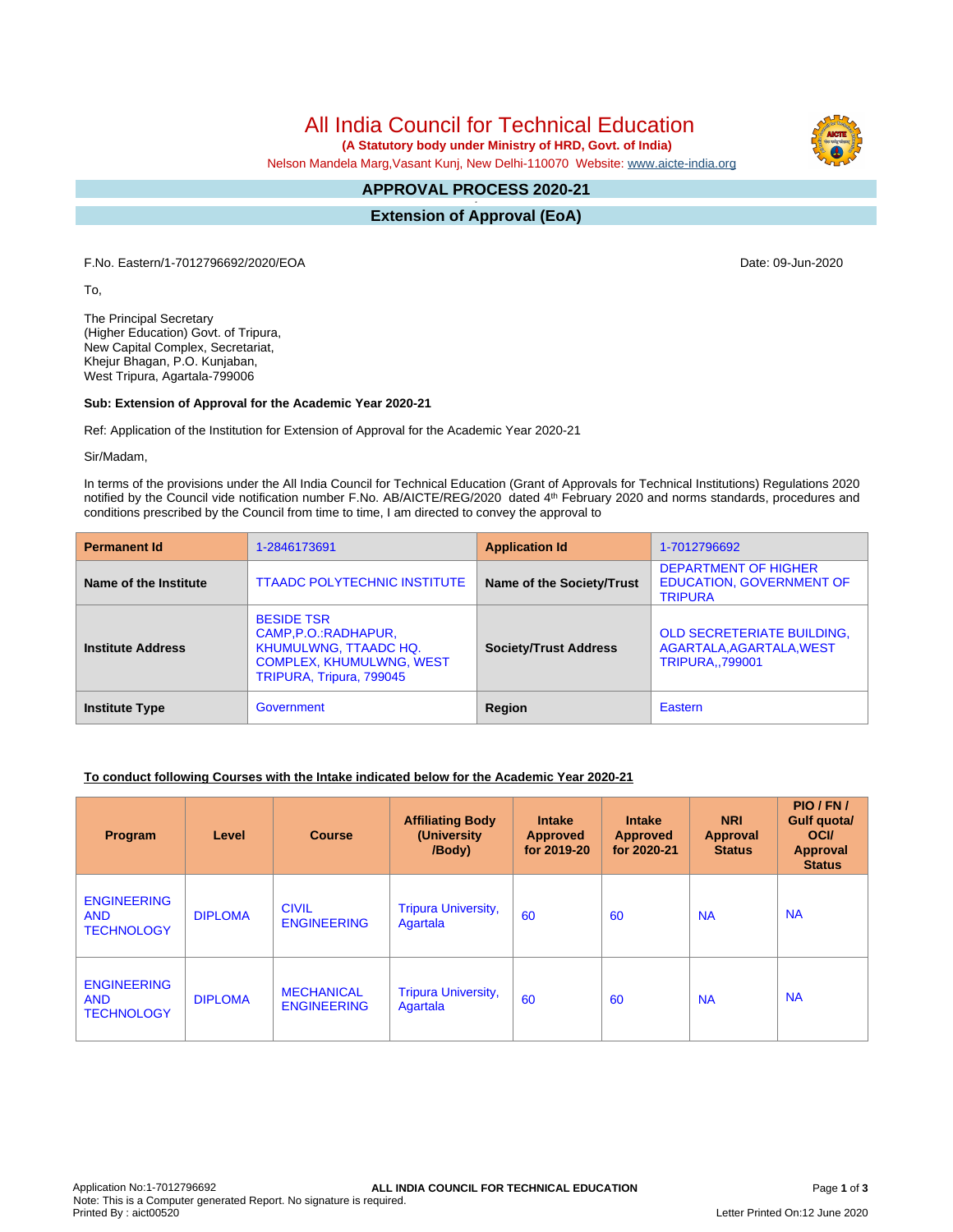# All India Council for Technical Education

**(A Statutory body under Ministry of HRD, Govt. of India)**

Nelson Mandela Marg,Vasant Kunj, New Delhi-110070 Website: www.aicte-india.org

## APPROVAL PROCESS 2020-21

## Extension of Approval (EoA)

F.No. Eastern/1-7012796692/2020/EOA

Date: 09-Jun-2020

To,

The Principal Secretary
(Higher Education) Govt. of Tripura,
New Capital Complex, Secretariat,
Khejur Bhagan, P.O. Kunjaban,
West Tripura, Agartala-799006

**Sub: Extension of Approval for the Academic Year 2020-21**

Ref: Application of the Institution for Extension of Approval for the Academic Year 2020-21

Sir/Madam,

In terms of the provisions under the All India Council for Technical Education (Grant of Approvals for Technical Institutions) Regulations 2020 notified by the Council vide notification number F.No. AB/AICTE/REG/2020 dated 4th February 2020 and norms standards, procedures and conditions prescribed by the Council from time to time, I am directed to convey the approval to

| **Permanent Id** | 1-2846173691 | **Application Id** | 1-7012796692 |
|---|---|---|---|
| **Name of the Institute** | TTAADC POLYTECHNIC INSTITUTE | **Name of the Society/Trust** | DEPARTMENT OF HIGHER EDUCATION, GOVERNMENT OF TRIPURA |
| **Institute Address** | BESIDE TSR CAMP,P.O.:RADHAPUR, KHUMULWNG, TTAADC HQ. COMPLEX, KHUMULWNG, WEST TRIPURA, Tripura, 799045 | **Society/Trust Address** | OLD SECRETERIATE BUILDING, AGARTALA,AGARTALA,WEST TRIPURA,,799001 |
| **Institute Type** | Government | **Region** | Eastern |

**To conduct following Courses with the Intake indicated below for the Academic Year 2020-21**

| Program | Level | Course | Affiliating Body (University /Body) | Intake Approved for 2019-20 | Intake Approved for 2020-21 | NRI Approval Status | PIO / FN / Gulf quota/ OCI/ Approval Status |
|---|---|---|---|---|---|---|---|
| ENGINEERING AND TECHNOLOGY | DIPLOMA | CIVIL ENGINEERING | Tripura University, Agartala | 60 | 60 | NA | NA |
| ENGINEERING AND TECHNOLOGY | DIPLOMA | MECHANICAL ENGINEERING | Tripura University, Agartala | 60 | 60 | NA | NA |

Application No:1-7012796692
Note: This is a Computer generated Report. No signature is required.
Printed By : aict00520

Letter Printed On:12 June 2020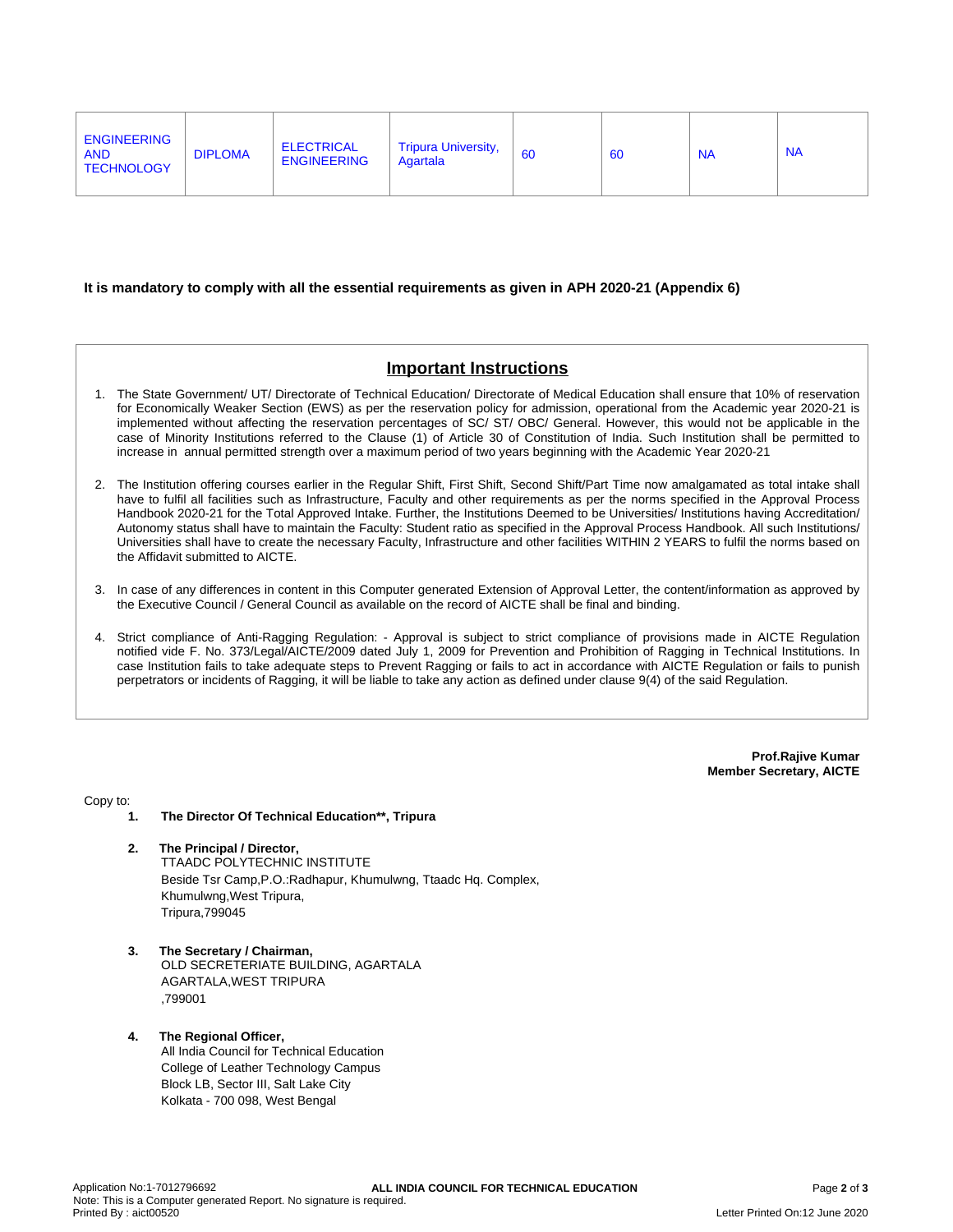| ENGINEERING AND TECHNOLOGY | DIPLOMA | ELECTRICAL ENGINEERING | Tripura University, Agartala | 60 | 60 | NA | NA |
|---|---|---|---|---|---|---|---|

**It is mandatory to comply with all the essential requirements as given in APH 2020-21 (Appendix 6)**

## Important Instructions

1. The State Government/ UT/ Directorate of Technical Education/ Directorate of Medical Education shall ensure that 10% of reservation for Economically Weaker Section (EWS) as per the reservation policy for admission, operational from the Academic year 2020-21 is implemented without affecting the reservation percentages of SC/ ST/ OBC/ General. However, this would not be applicable in the case of Minority Institutions referred to the Clause (1) of Article 30 of Constitution of India. Such Institution shall be permitted to increase in annual permitted strength over a maximum period of two years beginning with the Academic Year 2020-21
2. The Institution offering courses earlier in the Regular Shift, First Shift, Second Shift/Part Time now amalgamated as total intake shall have to fulfil all facilities such as Infrastructure, Faculty and other requirements as per the norms specified in the Approval Process Handbook 2020-21 for the Total Approved Intake. Further, the Institutions Deemed to be Universities/ Institutions having Accreditation/ Autonomy status shall have to maintain the Faculty: Student ratio as specified in the Approval Process Handbook. All such Institutions/ Universities shall have to create the necessary Faculty, Infrastructure and other facilities WITHIN 2 YEARS to fulfil the norms based on the Affidavit submitted to AICTE.
3. In case of any differences in content in this Computer generated Extension of Approval Letter, the content/information as approved by the Executive Council / General Council as available on the record of AICTE shall be final and binding.
4. Strict compliance of Anti-Ragging Regulation: - Approval is subject to strict compliance of provisions made in AICTE Regulation notified vide F. No. 373/Legal/AICTE/2009 dated July 1, 2009 for Prevention and Prohibition of Ragging in Technical Institutions. In case Institution fails to take adequate steps to Prevent Ragging or fails to act in accordance with AICTE Regulation or fails to punish perpetrators or incidents of Ragging, it will be liable to take any action as defined under clause 9(4) of the said Regulation.

**Prof.Rajive Kumar**
**Member Secretary, AICTE**

Copy to:

1. **The Director Of Technical Education**, Tripura**
2. **The Principal / Director,**
   TTAADC POLYTECHNIC INSTITUTE
   Beside Tsr Camp,P.O.:Radhapur, Khumulwng, Ttaadc Hq. Complex,
   Khumulwng,West Tripura,
   Tripura,799045
3. **The Secretary / Chairman,**
   OLD SECRETERIATE BUILDING, AGARTALA
   AGARTALA,WEST TRIPURA
   ,799001
4. **The Regional Officer,**
   All India Council for Technical Education
   College of Leather Technology Campus
   Block LB, Sector III, Salt Lake City
   Kolkata - 700 098, West Bengal

Application No:1-7012796692
Note: This is a Computer generated Report. No signature is required.
Printed By : aict00520
Letter Printed On:12 June 2020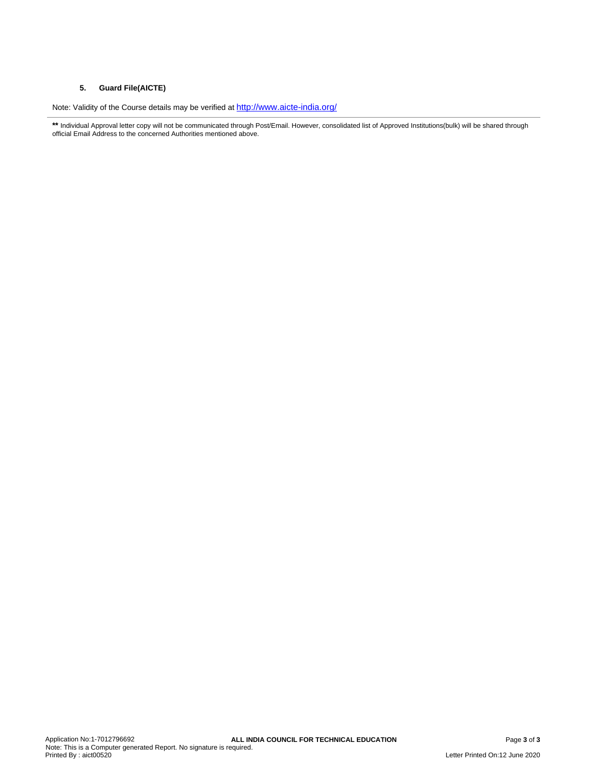5. **Guard File(AICTE)**

Note: Validity of the Course details may be verified at http://www.aicte-india.org/

---

**\*\*** Individual Approval letter copy will not be communicated through Post/Email. However, consolidated list of Approved Institutions(bulk) will be shared through official Email Address to the concerned Authorities mentioned above.